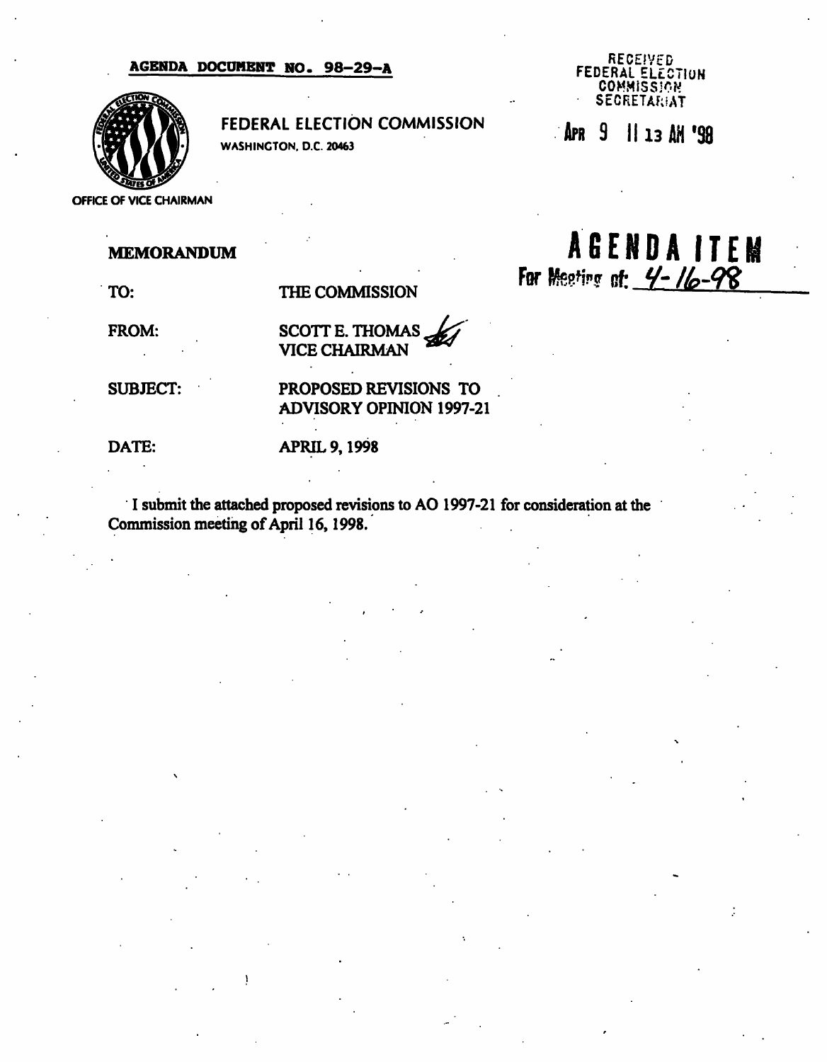**AGENDA DOCUMENT NO. 98-29-A**

RECEIVED
FEDERAL ELECTION COMMISSION
SECRETARIAT

APR 9 11 13 AM '98

FEDERAL ELECTION COMMISSION
WASHINGTON, D.C. 20463

OFFICE OF VICE CHAIRMAN

**AGENDA ITEM**
For Meeting of: 4-16-98

**MEMORANDUM**

TO: THE COMMISSION

FROM: SCOTT E. THOMAS
VICE CHAIRMAN

SUBJECT: PROPOSED REVISIONS TO ADVISORY OPINION 1997-21

DATE: APRIL 9, 1998

I submit the attached proposed revisions to AO 1997-21 for consideration at the Commission meeting of April 16, 1998.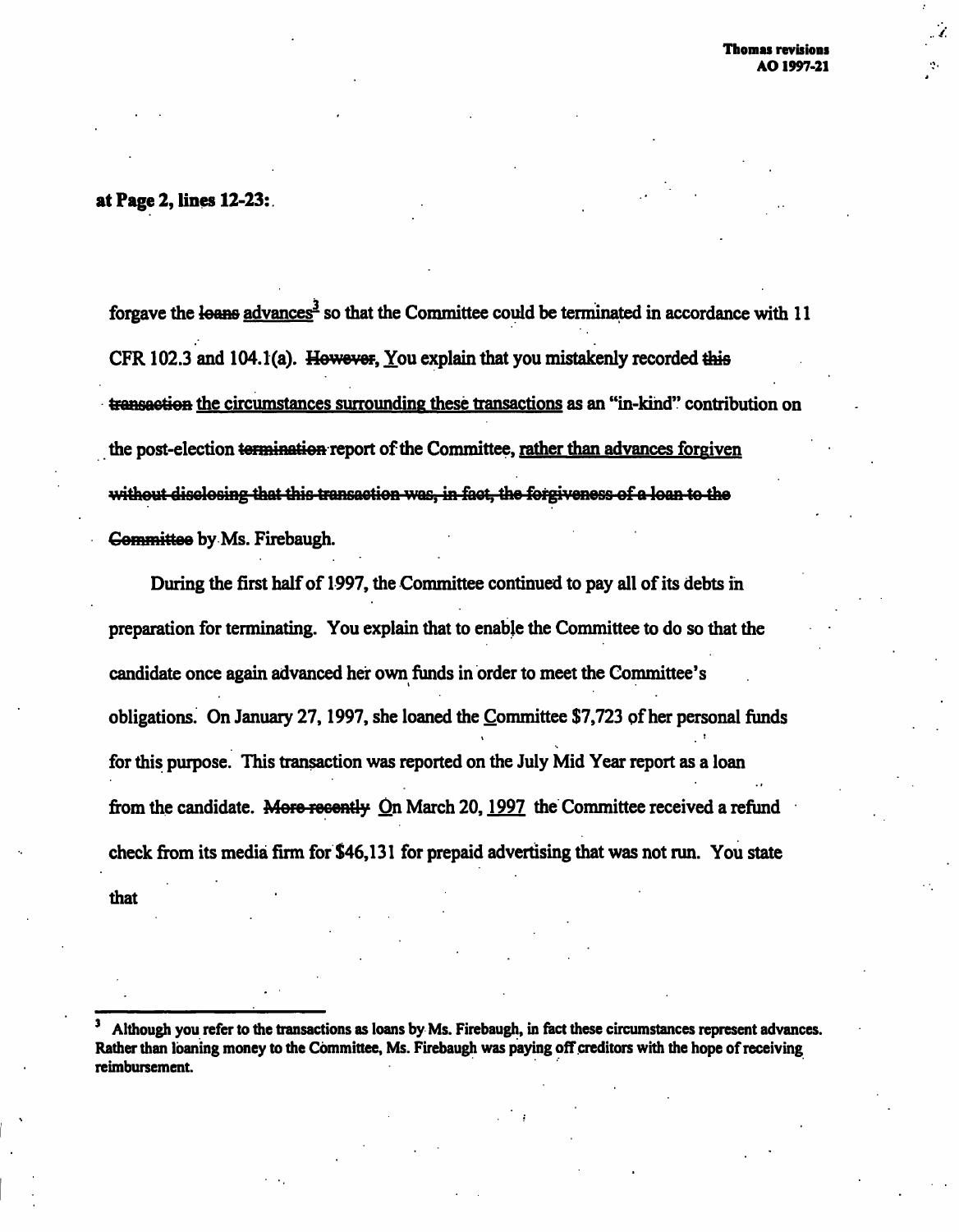**at Page 2, lines 12-23:**

forgave the ~~loans~~ advances[3] so that the Committee could be terminated in accordance with 11 CFR 102.3 and 104.1(a). ~~However,~~ You explain that you mistakenly recorded ~~this transaction~~ the circumstances surrounding these transactions as an "in-kind" contribution on the post-election ~~termination~~ report of the Committee, rather than advances forgiven ~~without disclosing that this transaction was, in fact, the forgiveness of a loan to the Committee~~ by Ms. Firebaugh.

During the first half of 1997, the Committee continued to pay all of its debts in preparation for terminating. You explain that to enable the Committee to do so that the candidate once again advanced her own funds in order to meet the Committee's obligations. On January 27, 1997, she loaned the Committee $7,723 of her personal funds for this purpose. This transaction was reported on the July Mid Year report as a loan from the candidate. ~~More recently~~ On March 20, 1997 the Committee received a refund check from its media firm for $46,131 for prepaid advertising that was not run. You state that

---

[3] Although you refer to the transactions as loans by Ms. Firebaugh, in fact these circumstances represent advances. Rather than loaning money to the Committee, Ms. Firebaugh was paying off creditors with the hope of receiving reimbursement.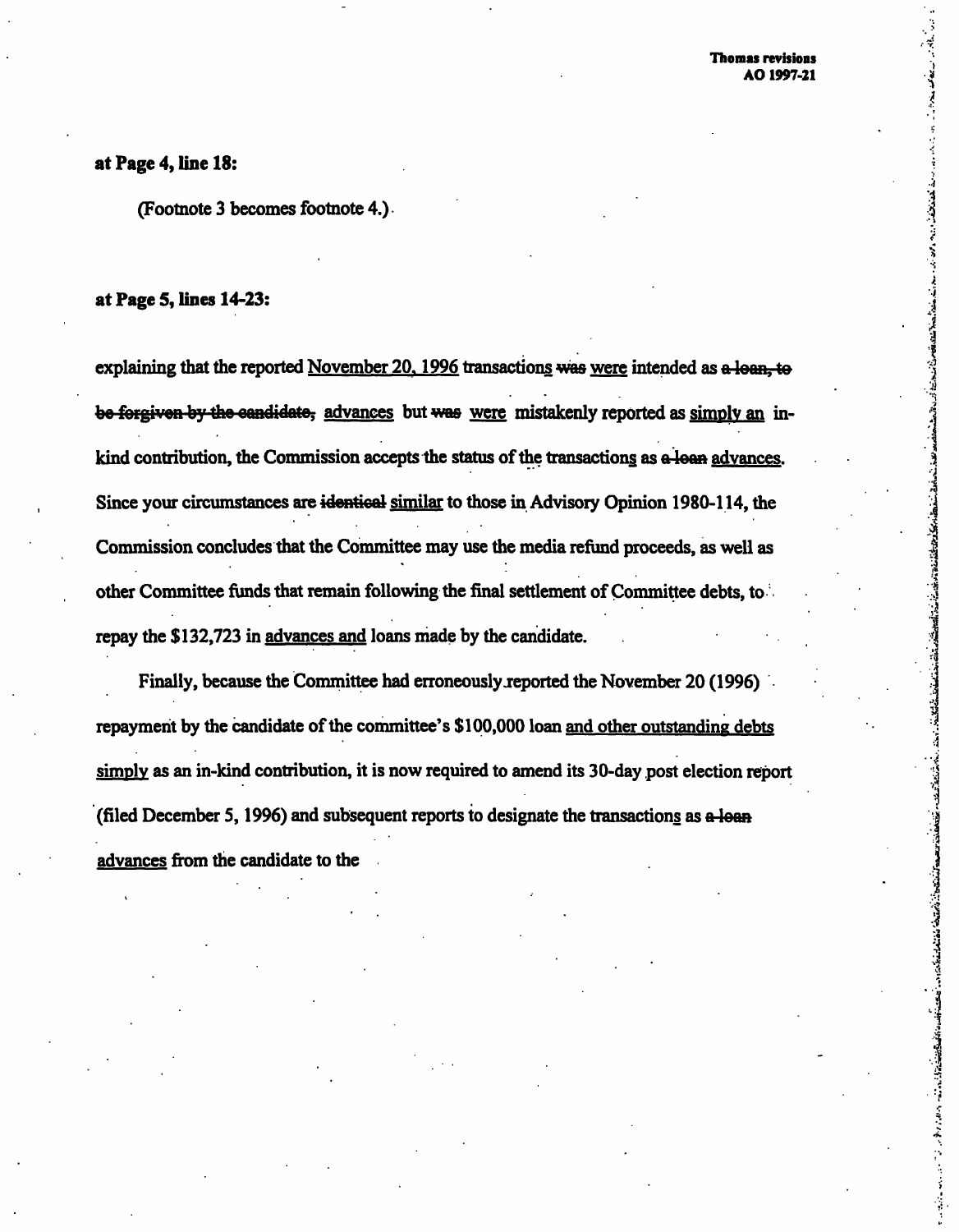**Thomas revisions**
**AO 1997-21**

**at Page 4, line 18:**

(Footnote 3 becomes footnote 4.)

**at Page 5, lines 14-23:**

explaining that the reported <u>November 20, 1996</u> transaction<u>s</u> ~~was~~ <u>were</u> intended as ~~a loan, to be forgiven by the candidate,~~ <u>advances</u> but ~~was~~ <u>were</u> mistakenly reported as <u>simply an</u> in-kind contribution, the Commission accepts the status of the transaction<u>s</u> as ~~a loan~~ <u>advances</u>. Since your circumstances are ~~identical~~ <u>similar</u> to those in Advisory Opinion 1980-114, the Commission concludes that the Committee may use the media refund proceeds, as well as other Committee funds that remain following the final settlement of Committee debts, to repay the $132,723 in <u>advances and</u> loans made by the candidate.

Finally, because the Committee had erroneously reported the November 20 (1996) repayment by the candidate of the committee's $100,000 loan <u>and other outstanding debts</u> <u>simply</u> as an in-kind contribution, it is now required to amend its 30-day post election report (filed December 5, 1996) and subsequent reports to designate the transaction<u>s</u> as ~~a loan~~ <u>advances</u> from the candidate to the